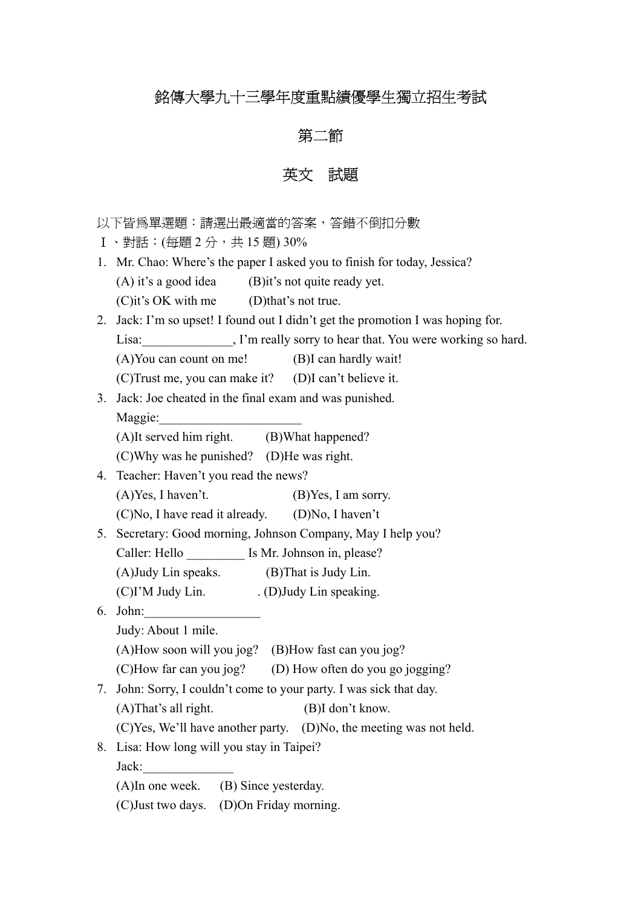# 銘傳大學九十三學年度重點績優學生獨立招生考試

## 第二節

## 英文　試題

以下皆爲單選題：請選出最適當的答案，答錯不倒扣分數

Ⅰ、對話：(每題 2 分，共 15 題) 30%

1. Mr. Chao: Where's the paper I asked you to finish for today, Jessica?
   (A) it's a good idea　(B)it's not quite ready yet.
   (C)it's OK with me　(D)that's not true.
2. Jack: I'm so upset! I found out I didn't get the promotion I was hoping for.
   Lisa:______________, I'm really sorry to hear that. You were working so hard.
   (A)You can count on me!　(B)I can hardly wait!
   (C)Trust me, you can make it?　(D)I can't believe it.
3. Jack: Joe cheated in the final exam and was punished.
   Maggie:______________________
   (A)It served him right.　(B)What happened?
   (C)Why was he punished?　(D)He was right.
4. Teacher: Haven't you read the news?
   (A)Yes, I haven't.　(B)Yes, I am sorry.
   (C)No, I have read it already.　(D)No, I haven't
5. Secretary: Good morning, Johnson Company, May I help you?
   Caller: Hello _________ Is Mr. Johnson in, please?
   (A)Judy Lin speaks.　(B)That is Judy Lin.
   (C)I'M Judy Lin.　. (D)Judy Lin speaking.
6. John:__________________
   Judy: About 1 mile.
   (A)How soon will you jog?　(B)How fast can you jog?
   (C)How far can you jog?　(D) How often do you go jogging?
7. John: Sorry, I couldn't come to your party. I was sick that day.
   (A)That's all right.　(B)I don't know.
   (C)Yes, We'll have another party.　(D)No, the meeting was not held.
8. Lisa: How long will you stay in Taipei?
   Jack:______________
   (A)In one week.　(B) Since yesterday.
   (C)Just two days.　(D)On Friday morning.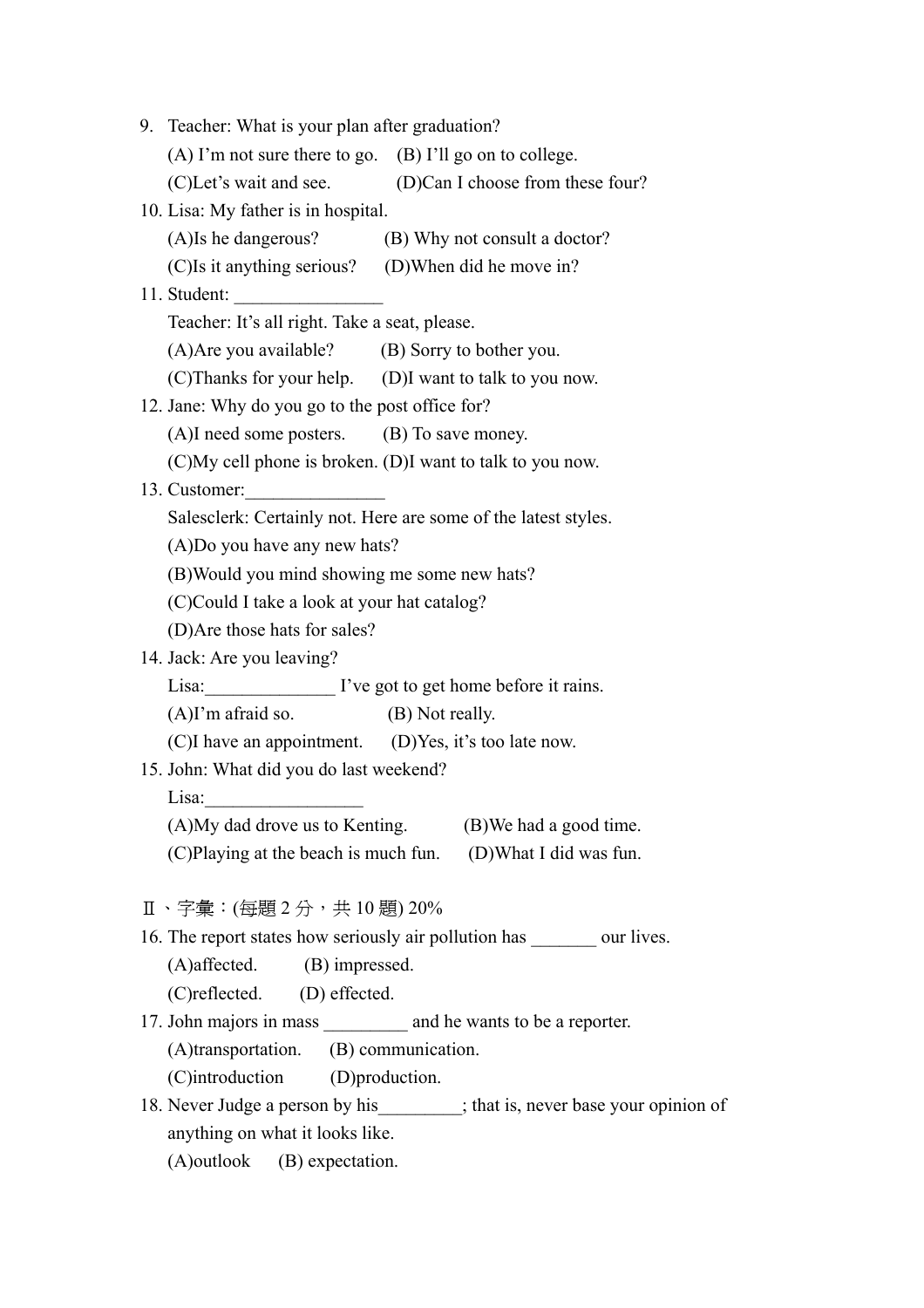9. Teacher: What is your plan after graduation?
   (A) I'm not sure there to go. (B) I'll go on to college.
   (C)Let's wait and see. (D)Can I choose from these four?
10. Lisa: My father is in hospital.
    (A)Is he dangerous? (B) Why not consult a doctor?
    (C)Is it anything serious? (D)When did he move in?
11. Student: ________________
    Teacher: It's all right. Take a seat, please.
    (A)Are you available? (B) Sorry to bother you.
    (C)Thanks for your help. (D)I want to talk to you now.
12. Jane: Why do you go to the post office for?
    (A)I need some posters. (B) To save money.
    (C)My cell phone is broken. (D)I want to talk to you now.
13. Customer:_______________
    Salesclerk: Certainly not. Here are some of the latest styles.
    (A)Do you have any new hats?
    (B)Would you mind showing me some new hats?
    (C)Could I take a look at your hat catalog?
    (D)Are those hats for sales?
14. Jack: Are you leaving?
    Lisa:______________ I've got to get home before it rains.
    (A)I'm afraid so. (B) Not really.
    (C)I have an appointment. (D)Yes, it's too late now.
15. John: What did you do last weekend?
    Lisa:_________________
    (A)My dad drove us to Kenting. (B)We had a good time.
    (C)Playing at the beach is much fun. (D)What I did was fun.

Ⅱ、字彙：(每題 2 分，共 10 題) 20%

16. The report states how seriously air pollution has _______ our lives.
    (A)affected. (B) impressed.
    (C)reflected. (D) effected.
17. John majors in mass _________ and he wants to be a reporter.
    (A)transportation. (B) communication.
    (C)introduction (D)production.
18. Never Judge a person by his_________; that is, never base your opinion of anything on what it looks like.
    (A)outlook (B) expectation.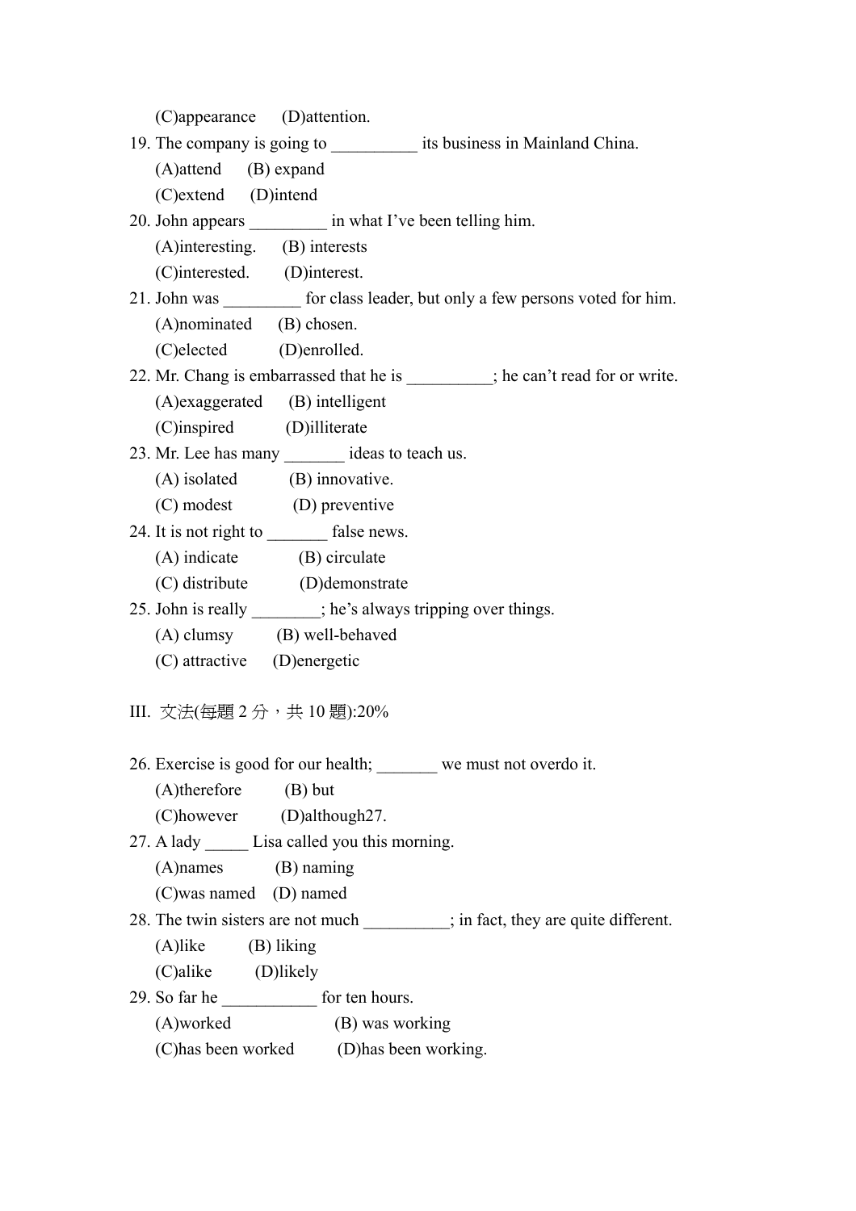(C)appearance (D)attention.

19. The company is going to __________ its business in Mainland China.
    (A)attend (B) expand
    (C)extend (D)intend
20. John appears _________ in what I've been telling him.
    (A)interesting. (B) interests
    (C)interested. (D)interest.
21. John was _________ for class leader, but only a few persons voted for him.
    (A)nominated (B) chosen.
    (C)elected (D)enrolled.
22. Mr. Chang is embarrassed that he is __________; he can't read for or write.
    (A)exaggerated (B) intelligent
    (C)inspired (D)illiterate
23. Mr. Lee has many _______ ideas to teach us.
    (A) isolated (B) innovative.
    (C) modest (D) preventive
24. It is not right to _______ false news.
    (A) indicate (B) circulate
    (C) distribute (D)demonstrate
25. John is really ________; he's always tripping over things.
    (A) clumsy (B) well-behaved
    (C) attractive (D)energetic

III. 文法(每題 2 分，共 10 題):20%

26. Exercise is good for our health; _______ we must not overdo it.
    (A)therefore (B) but
    (C)however (D)although27.
27. A lady _____ Lisa called you this morning.
    (A)names (B) naming
    (C)was named (D) named
28. The twin sisters are not much __________; in fact, they are quite different.
    (A)like (B) liking
    (C)alike (D)likely
29. So far he ___________ for ten hours.
    (A)worked (B) was working
    (C)has been worked (D)has been working.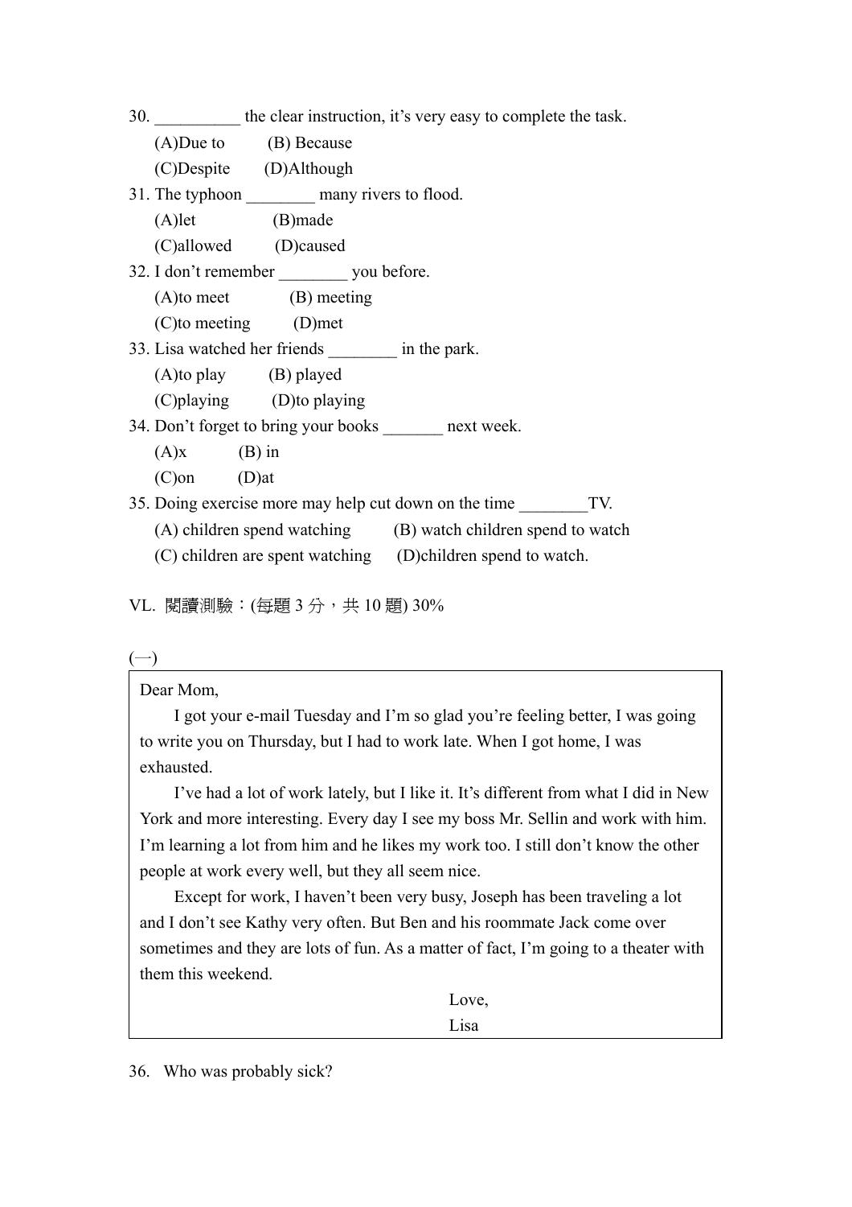30. __________ the clear instruction, it’s very easy to complete the task.

(A)Due to (B) Because

(C)Despite (D)Although

31. The typhoon ________ many rivers to flood.

(A)let (B)made

(C)allowed (D)caused

32. I don’t remember ________ you before.

(A)to meet (B) meeting

(C)to meeting (D)met

33. Lisa watched her friends ________ in the park.

(A)to play (B) played

(C)playing (D)to playing

34. Don’t forget to bring your books _______ next week.

(A)x (B) in

(C)on (D)at

35. Doing exercise more may help cut down on the time ________TV.

(A) children spend watching (B) watch children spend to watch

(C) children are spent watching (D)children spend to watch.

VL. 閱讀測驗：(每題 3 分，共 10 題) 30%

(一)

> Dear Mom,
>
> I got your e-mail Tuesday and I’m so glad you’re feeling better, I was going to write you on Thursday, but I had to work late. When I got home, I was exhausted.
>
> I’ve had a lot of work lately, but I like it. It’s different from what I did in New York and more interesting. Every day I see my boss Mr. Sellin and work with him. I’m learning a lot from him and he likes my work too. I still don’t know the other people at work every well, but they all seem nice.
>
> Except for work, I haven’t been very busy, Joseph has been traveling a lot and I don’t see Kathy very often. But Ben and his roommate Jack come over sometimes and they are lots of fun. As a matter of fact, I’m going to a theater with them this weekend.
>
> Love,
>
> Lisa

36. Who was probably sick?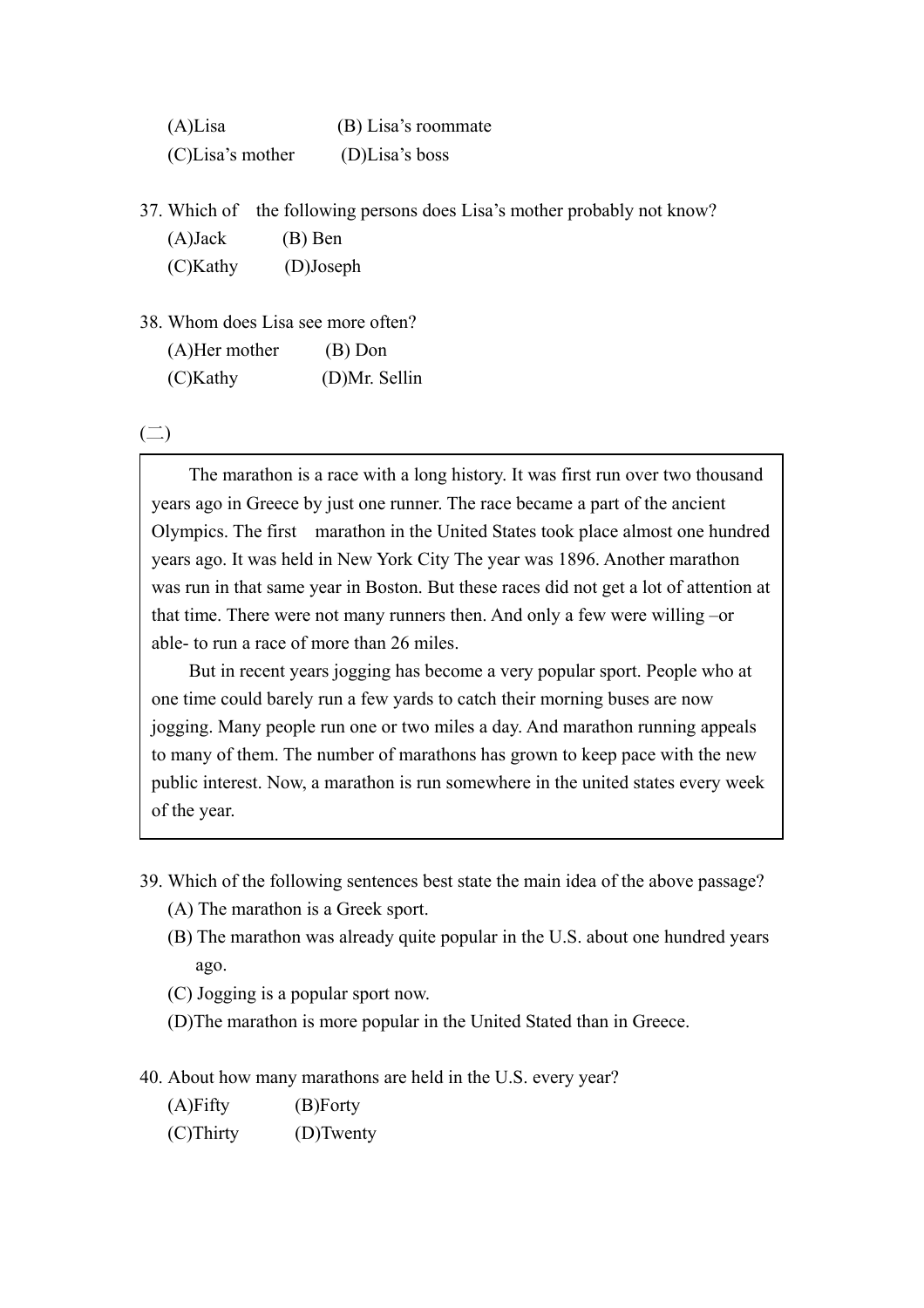(A)Lisa (B) Lisa's roommate
(C)Lisa's mother (D)Lisa's boss

37. Which of the following persons does Lisa's mother probably not know?
(A)Jack (B) Ben
(C)Kathy (D)Joseph

38. Whom does Lisa see more often?
(A)Her mother (B) Don
(C)Kathy (D)Mr. Sellin

(二)

> The marathon is a race with a long history. It was first run over two thousand years ago in Greece by just one runner. The race became a part of the ancient Olympics. The first marathon in the United States took place almost one hundred years ago. It was held in New York City The year was 1896. Another marathon was run in that same year in Boston. But these races did not get a lot of attention at that time. There were not many runners then. And only a few were willing –or able- to run a race of more than 26 miles.
>
> But in recent years jogging has become a very popular sport. People who at one time could barely run a few yards to catch their morning buses are now jogging. Many people run one or two miles a day. And marathon running appeals to many of them. The number of marathons has grown to keep pace with the new public interest. Now, a marathon is run somewhere in the united states every week of the year.

39. Which of the following sentences best state the main idea of the above passage?
(A) The marathon is a Greek sport.
(B) The marathon was already quite popular in the U.S. about one hundred years ago.
(C) Jogging is a popular sport now.
(D)The marathon is more popular in the United Stated than in Greece.

40. About how many marathons are held in the U.S. every year?
(A)Fifty (B)Forty
(C)Thirty (D)Twenty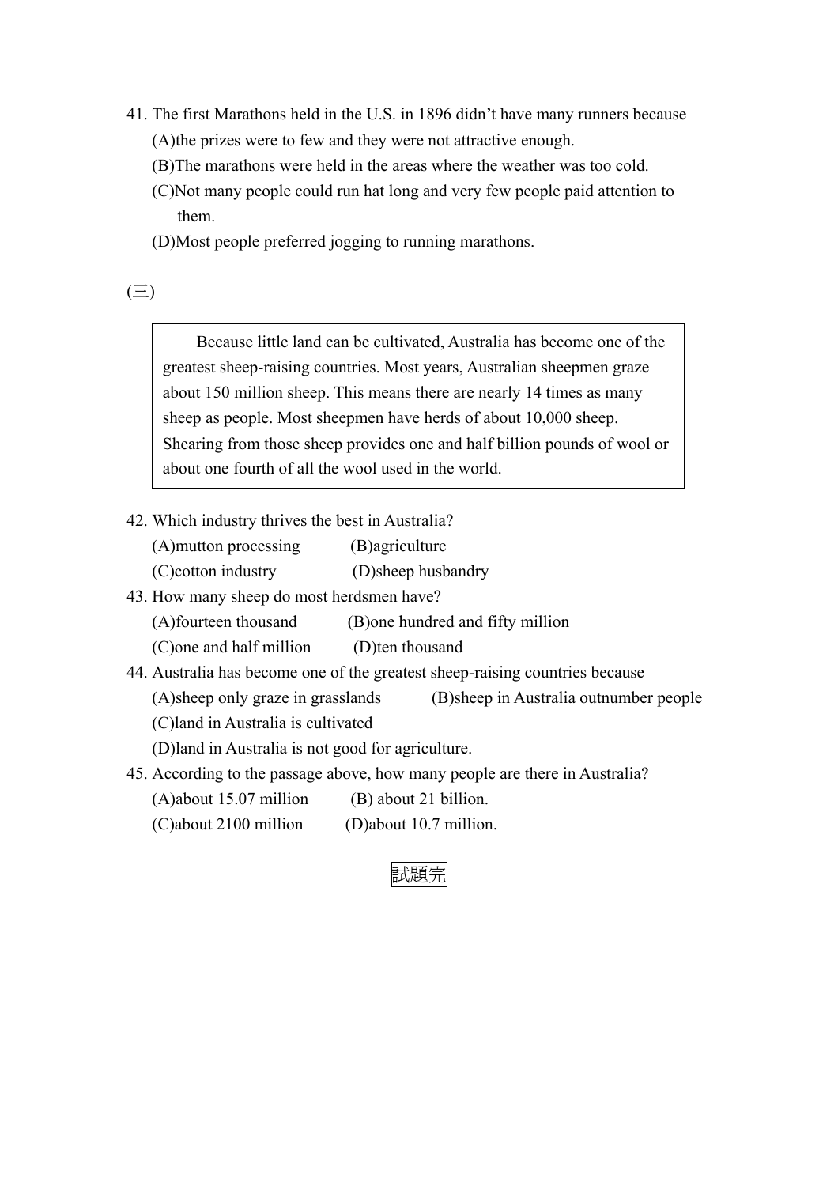41. The first Marathons held in the U.S. in 1896 didn't have many runners because
   (A)the prizes were to few and they were not attractive enough.
   (B)The marathons were held in the areas where the weather was too cold.
   (C)Not many people could run hat long and very few people paid attention to them.
   (D)Most people preferred jogging to running marathons.

(三)

> Because little land can be cultivated, Australia has become one of the greatest sheep-raising countries. Most years, Australian sheepmen graze about 150 million sheep. This means there are nearly 14 times as many sheep as people. Most sheepmen have herds of about 10,000 sheep. Shearing from those sheep provides one and half billion pounds of wool or about one fourth of all the wool used in the world.

42. Which industry thrives the best in Australia?
   (A)mutton processing　(B)agriculture
   (C)cotton industry　(D)sheep husbandry
43. How many sheep do most herdsmen have?
   (A)fourteen thousand　(B)one hundred and fifty million
   (C)one and half million　(D)ten thousand
44. Australia has become one of the greatest sheep-raising countries because
   (A)sheep only graze in grasslands　(B)sheep in Australia outnumber people
   (C)land in Australia is cultivated
   (D)land in Australia is not good for agriculture.
45. According to the passage above, how many people are there in Australia?
   (A)about 15.07 million　(B) about 21 billion.
   (C)about 2100 million　(D)about 10.7 million.

試題完